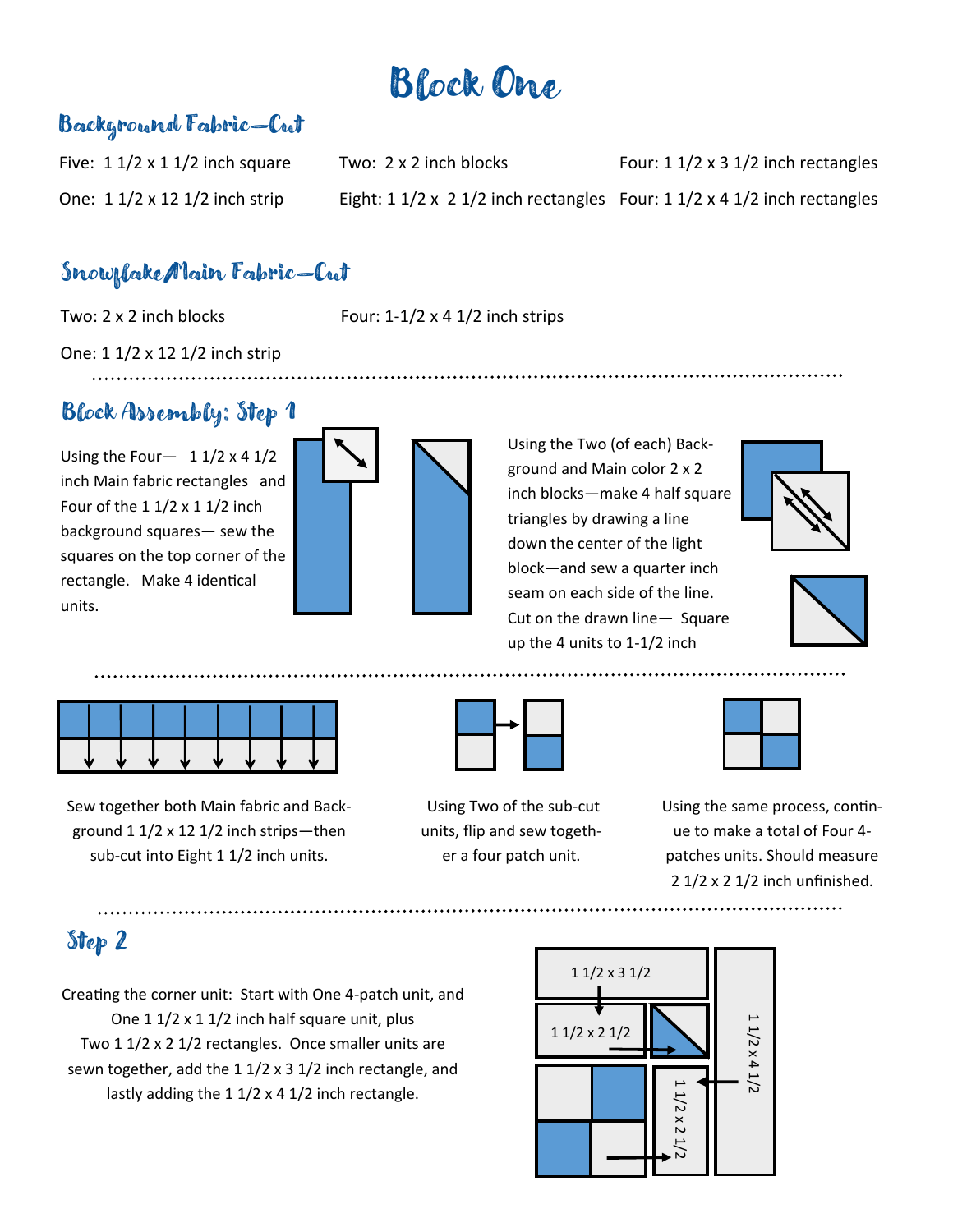# Block One

## Background Fabric—Cut

Five: 1 1/2 x 1 1/2 inch square

One: 1 1/2 x 12 1/2 inch strip

Two: 2 x 2 inch blocks

Eight: 1 1/2 x 2 1/2 inch rectangles

Four: 1 1/2 x 3 1/2 inch rectangles

Four: 1 1/2 x 4 1/2 inch rectangles

## Snowflake Main Fabric—Cut

Two: 2 x 2 inch blocks

One: 1 1/2 x 12 1/2 inch strip

Four: 1-1/2 x 4 1/2 inch strips

## Block Assembly: Step 1

Using the Four— 1 1/2 x 4 1/2 inch Main fabric rectangles and Four of the 1 1/2 x 1 1/2 inch background squares— sew the squares on the top corner of the rectangle. Make 4 identical units.

Using the Two (of each) Background and Main color 2 x 2 inch blocks—make 4 half square triangles by drawing a line down the center of the light block—and sew a quarter inch seam on each side of the line. Cut on the drawn line— Square up the 4 units to 1-1/2 inch

Sew together both Main fabric and Background 1 1/2 x 12 1/2 inch strips—then sub-cut into Eight 1 1/2 inch units.

Using Two of the sub-cut units, flip and sew together a four patch unit.

Using the same process, continue to make a total of Four 4-patches units. Should measure 2 1/2 x 2 1/2 inch unfinished.

## Step 2

Creating the corner unit: Start with One 4-patch unit, and One 1 1/2 x 1 1/2 inch half square unit, plus Two 1 1/2 x 2 1/2 rectangles. Once smaller units are sewn together, add the 1 1/2 x 3 1/2 inch rectangle, and lastly adding the 1 1/2 x 4 1/2 inch rectangle.

1 1/2 x 3 1/2

1 1/2 x 2 1/2

1 1/2 x 2 1/2

1 1/2 x 4 1/2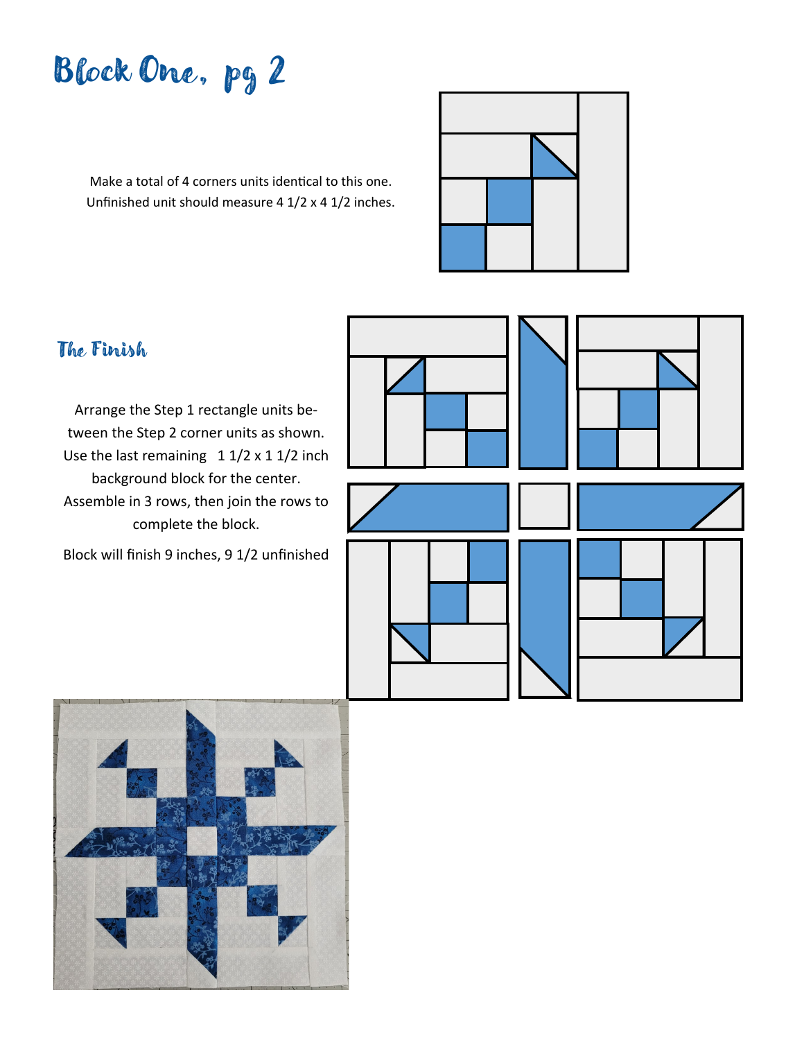# Block One, pg 2

Make a total of 4 corners units identical to this one.
Unfinished unit should measure 4 1/2 x 4 1/2 inches.

## The Finish

Arrange the Step 1 rectangle units between the Step 2 corner units as shown. Use the last remaining 1 1/2 x 1 1/2 inch background block for the center. Assemble in 3 rows, then join the rows to complete the block.

Block will finish 9 inches, 9 1/2 unfinished